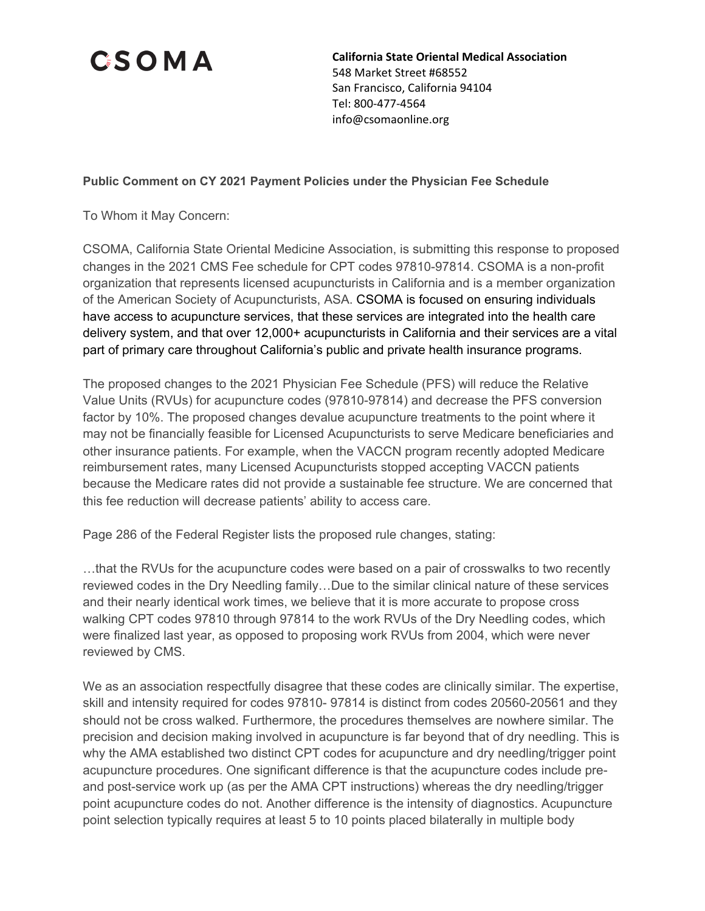# CSOMA

**California State Oriental Medical Association**
548 Market Street #68552
San Francisco, California 94104
Tel: 800-477-4564
info@csomaonline.org

**Public Comment on CY 2021 Payment Policies under the Physician Fee Schedule**

To Whom it May Concern:

CSOMA, California State Oriental Medicine Association, is submitting this response to proposed changes in the 2021 CMS Fee schedule for CPT codes 97810-97814. CSOMA is a non-profit organization that represents licensed acupuncturists in California and is a member organization of the American Society of Acupuncturists, ASA. CSOMA is focused on ensuring individuals have access to acupuncture services, that these services are integrated into the health care delivery system, and that over 12,000+ acupuncturists in California and their services are a vital part of primary care throughout California's public and private health insurance programs.

The proposed changes to the 2021 Physician Fee Schedule (PFS) will reduce the Relative Value Units (RVUs) for acupuncture codes (97810-97814) and decrease the PFS conversion factor by 10%. The proposed changes devalue acupuncture treatments to the point where it may not be financially feasible for Licensed Acupuncturists to serve Medicare beneficiaries and other insurance patients. For example, when the VACCN program recently adopted Medicare reimbursement rates, many Licensed Acupuncturists stopped accepting VACCN patients because the Medicare rates did not provide a sustainable fee structure. We are concerned that this fee reduction will decrease patients' ability to access care.

Page 286 of the Federal Register lists the proposed rule changes, stating:

…that the RVUs for the acupuncture codes were based on a pair of crosswalks to two recently reviewed codes in the Dry Needling family…Due to the similar clinical nature of these services and their nearly identical work times, we believe that it is more accurate to propose cross walking CPT codes 97810 through 97814 to the work RVUs of the Dry Needling codes, which were finalized last year, as opposed to proposing work RVUs from 2004, which were never reviewed by CMS.

We as an association respectfully disagree that these codes are clinically similar. The expertise, skill and intensity required for codes 97810- 97814 is distinct from codes 20560-20561 and they should not be cross walked. Furthermore, the procedures themselves are nowhere similar. The precision and decision making involved in acupuncture is far beyond that of dry needling. This is why the AMA established two distinct CPT codes for acupuncture and dry needling/trigger point acupuncture procedures. One significant difference is that the acupuncture codes include pre- and post-service work up (as per the AMA CPT instructions) whereas the dry needling/trigger point acupuncture codes do not. Another difference is the intensity of diagnostics. Acupuncture point selection typically requires at least 5 to 10 points placed bilaterally in multiple body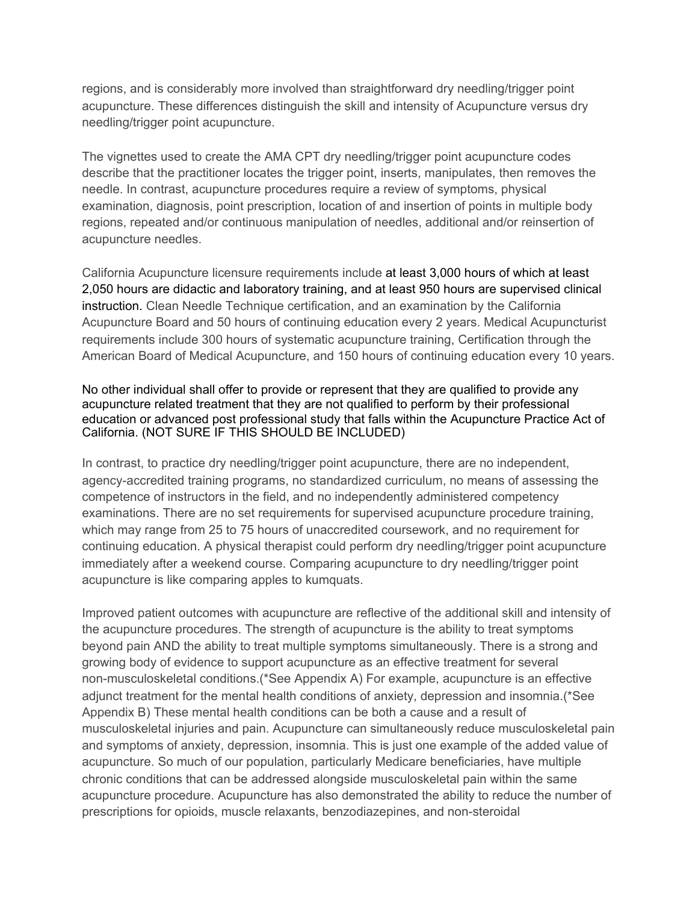regions, and is considerably more involved than straightforward dry needling/trigger point acupuncture. These differences distinguish the skill and intensity of Acupuncture versus dry needling/trigger point acupuncture.

The vignettes used to create the AMA CPT dry needling/trigger point acupuncture codes describe that the practitioner locates the trigger point, inserts, manipulates, then removes the needle. In contrast, acupuncture procedures require a review of symptoms, physical examination, diagnosis, point prescription, location of and insertion of points in multiple body regions, repeated and/or continuous manipulation of needles, additional and/or reinsertion of acupuncture needles.

California Acupuncture licensure requirements include at least 3,000 hours of which at least 2,050 hours are didactic and laboratory training, and at least 950 hours are supervised clinical instruction. Clean Needle Technique certification, and an examination by the California Acupuncture Board and 50 hours of continuing education every 2 years. Medical Acupuncturist requirements include 300 hours of systematic acupuncture training, Certification through the American Board of Medical Acupuncture, and 150 hours of continuing education every 10 years.

No other individual shall offer to provide or represent that they are qualified to provide any acupuncture related treatment that they are not qualified to perform by their professional education or advanced post professional study that falls within the Acupuncture Practice Act of California. (NOT SURE IF THIS SHOULD BE INCLUDED)

In contrast, to practice dry needling/trigger point acupuncture, there are no independent, agency-accredited training programs, no standardized curriculum, no means of assessing the competence of instructors in the field, and no independently administered competency examinations. There are no set requirements for supervised acupuncture procedure training, which may range from 25 to 75 hours of unaccredited coursework, and no requirement for continuing education. A physical therapist could perform dry needling/trigger point acupuncture immediately after a weekend course. Comparing acupuncture to dry needling/trigger point acupuncture is like comparing apples to kumquats.

Improved patient outcomes with acupuncture are reflective of the additional skill and intensity of the acupuncture procedures. The strength of acupuncture is the ability to treat symptoms beyond pain AND the ability to treat multiple symptoms simultaneously. There is a strong and growing body of evidence to support acupuncture as an effective treatment for several non-musculoskeletal conditions.(*See Appendix A) For example, acupuncture is an effective adjunct treatment for the mental health conditions of anxiety, depression and insomnia.(*See Appendix B) These mental health conditions can be both a cause and a result of musculoskeletal injuries and pain. Acupuncture can simultaneously reduce musculoskeletal pain and symptoms of anxiety, depression, insomnia. This is just one example of the added value of acupuncture. So much of our population, particularly Medicare beneficiaries, have multiple chronic conditions that can be addressed alongside musculoskeletal pain within the same acupuncture procedure. Acupuncture has also demonstrated the ability to reduce the number of prescriptions for opioids, muscle relaxants, benzodiazepines, and non-steroidal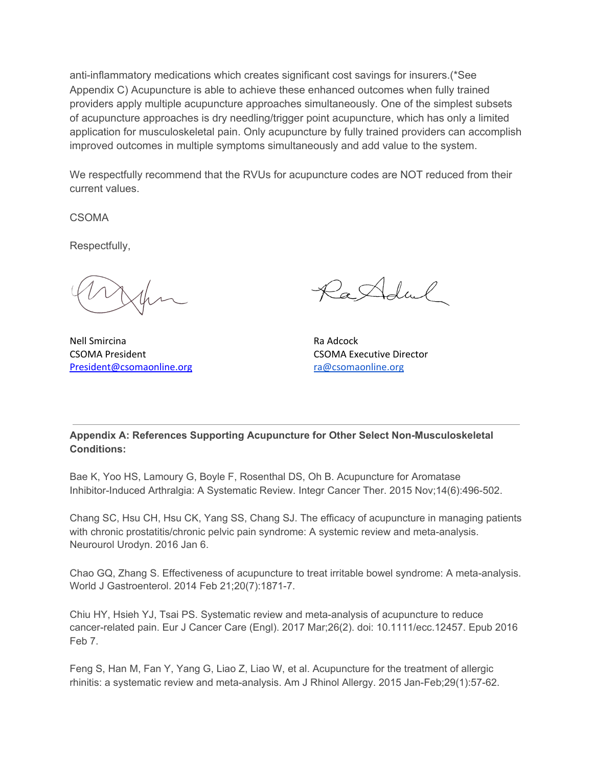anti-inflammatory medications which creates significant cost savings for insurers.(*See Appendix C) Acupuncture is able to achieve these enhanced outcomes when fully trained providers apply multiple acupuncture approaches simultaneously. One of the simplest subsets of acupuncture approaches is dry needling/trigger point acupuncture, which has only a limited application for musculoskeletal pain. Only acupuncture by fully trained providers can accomplish improved outcomes in multiple symptoms simultaneously and add value to the system.

We respectfully recommend that the RVUs for acupuncture codes are NOT reduced from their current values.

CSOMA

Respectfully,

Nell Smircina
CSOMA President
President@csomaonline.org

Ra Adcock
CSOMA Executive Director
ra@csomaonline.org

---

**Appendix A: References Supporting Acupuncture for Other Select Non-Musculoskeletal Conditions:**

Bae K, Yoo HS, Lamoury G, Boyle F, Rosenthal DS, Oh B. Acupuncture for Aromatase Inhibitor-Induced Arthralgia: A Systematic Review. Integr Cancer Ther. 2015 Nov;14(6):496-502.

Chang SC, Hsu CH, Hsu CK, Yang SS, Chang SJ. The efficacy of acupuncture in managing patients with chronic prostatitis/chronic pelvic pain syndrome: A systemic review and meta-analysis. Neurourol Urodyn. 2016 Jan 6.

Chao GQ, Zhang S. Effectiveness of acupuncture to treat irritable bowel syndrome: A meta-analysis. World J Gastroenterol. 2014 Feb 21;20(7):1871-7.

Chiu HY, Hsieh YJ, Tsai PS. Systematic review and meta-analysis of acupuncture to reduce cancer-related pain. Eur J Cancer Care (Engl). 2017 Mar;26(2). doi: 10.1111/ecc.12457. Epub 2016 Feb 7.

Feng S, Han M, Fan Y, Yang G, Liao Z, Liao W, et al. Acupuncture for the treatment of allergic rhinitis: a systematic review and meta-analysis. Am J Rhinol Allergy. 2015 Jan-Feb;29(1):57-62.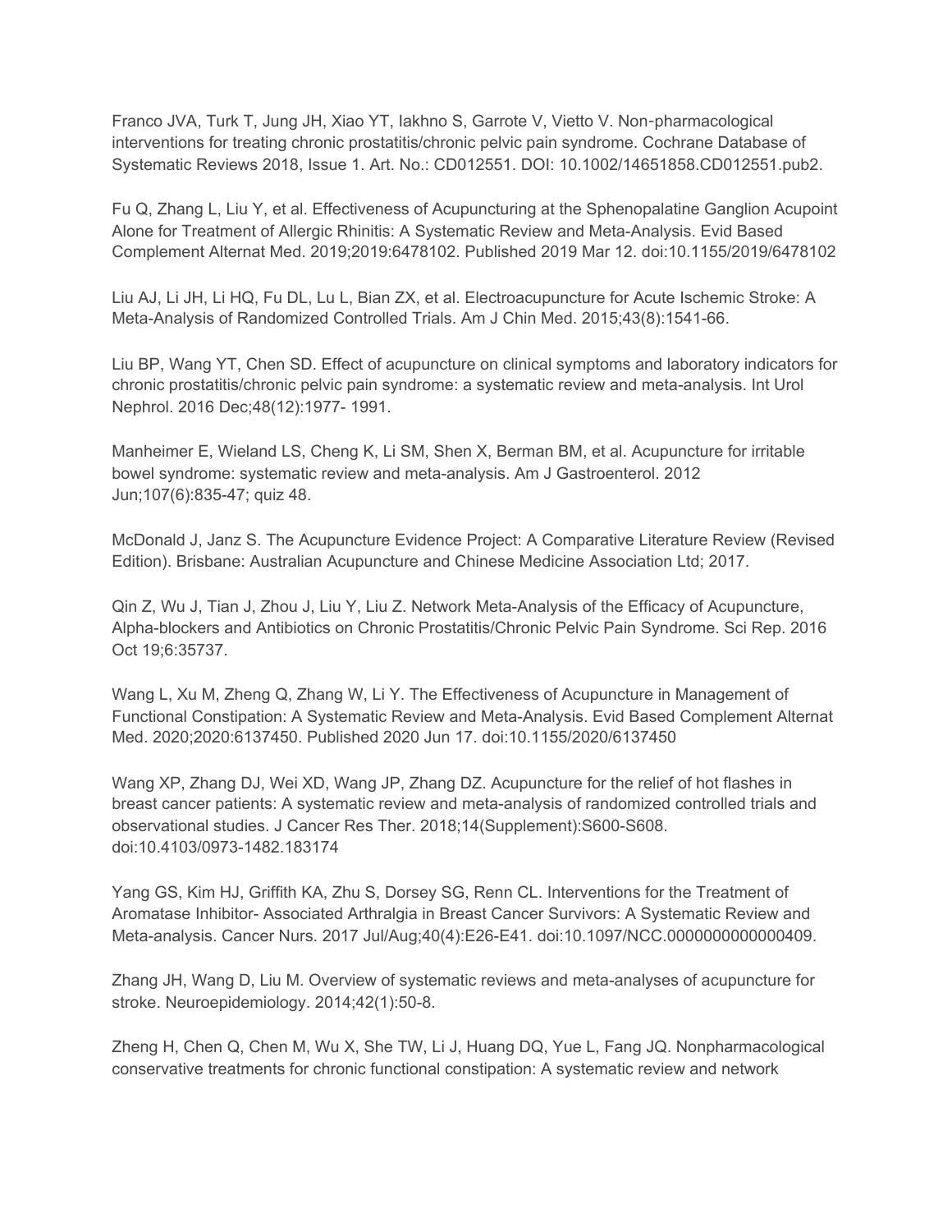Franco JVA, Turk T, Jung JH, Xiao YT, Iakhno S, Garrote V, Vietto V. Non-pharmacological interventions for treating chronic prostatitis/chronic pelvic pain syndrome. Cochrane Database of Systematic Reviews 2018, Issue 1. Art. No.: CD012551. DOI: 10.1002/14651858.CD012551.pub2.

Fu Q, Zhang L, Liu Y, et al. Effectiveness of Acupuncturing at the Sphenopalatine Ganglion Acupoint Alone for Treatment of Allergic Rhinitis: A Systematic Review and Meta-Analysis. Evid Based Complement Alternat Med. 2019;2019:6478102. Published 2019 Mar 12. doi:10.1155/2019/6478102

Liu AJ, Li JH, Li HQ, Fu DL, Lu L, Bian ZX, et al. Electroacupuncture for Acute Ischemic Stroke: A Meta-Analysis of Randomized Controlled Trials. Am J Chin Med. 2015;43(8):1541-66.

Liu BP, Wang YT, Chen SD. Effect of acupuncture on clinical symptoms and laboratory indicators for chronic prostatitis/chronic pelvic pain syndrome: a systematic review and meta-analysis. Int Urol Nephrol. 2016 Dec;48(12):1977- 1991.

Manheimer E, Wieland LS, Cheng K, Li SM, Shen X, Berman BM, et al. Acupuncture for irritable bowel syndrome: systematic review and meta-analysis. Am J Gastroenterol. 2012 Jun;107(6):835-47; quiz 48.

McDonald J, Janz S. The Acupuncture Evidence Project: A Comparative Literature Review (Revised Edition). Brisbane: Australian Acupuncture and Chinese Medicine Association Ltd; 2017.

Qin Z, Wu J, Tian J, Zhou J, Liu Y, Liu Z. Network Meta-Analysis of the Efficacy of Acupuncture, Alpha-blockers and Antibiotics on Chronic Prostatitis/Chronic Pelvic Pain Syndrome. Sci Rep. 2016 Oct 19;6:35737.

Wang L, Xu M, Zheng Q, Zhang W, Li Y. The Effectiveness of Acupuncture in Management of Functional Constipation: A Systematic Review and Meta-Analysis. Evid Based Complement Alternat Med. 2020;2020:6137450. Published 2020 Jun 17. doi:10.1155/2020/6137450

Wang XP, Zhang DJ, Wei XD, Wang JP, Zhang DZ. Acupuncture for the relief of hot flashes in breast cancer patients: A systematic review and meta-analysis of randomized controlled trials and observational studies. J Cancer Res Ther. 2018;14(Supplement):S600-S608. doi:10.4103/0973-1482.183174

Yang GS, Kim HJ, Griffith KA, Zhu S, Dorsey SG, Renn CL. Interventions for the Treatment of Aromatase Inhibitor- Associated Arthralgia in Breast Cancer Survivors: A Systematic Review and Meta-analysis. Cancer Nurs. 2017 Jul/Aug;40(4):E26-E41. doi:10.1097/NCC.0000000000000409.

Zhang JH, Wang D, Liu M. Overview of systematic reviews and meta-analyses of acupuncture for stroke. Neuroepidemiology. 2014;42(1):50-8.

Zheng H, Chen Q, Chen M, Wu X, She TW, Li J, Huang DQ, Yue L, Fang JQ. Nonpharmacological conservative treatments for chronic functional constipation: A systematic review and network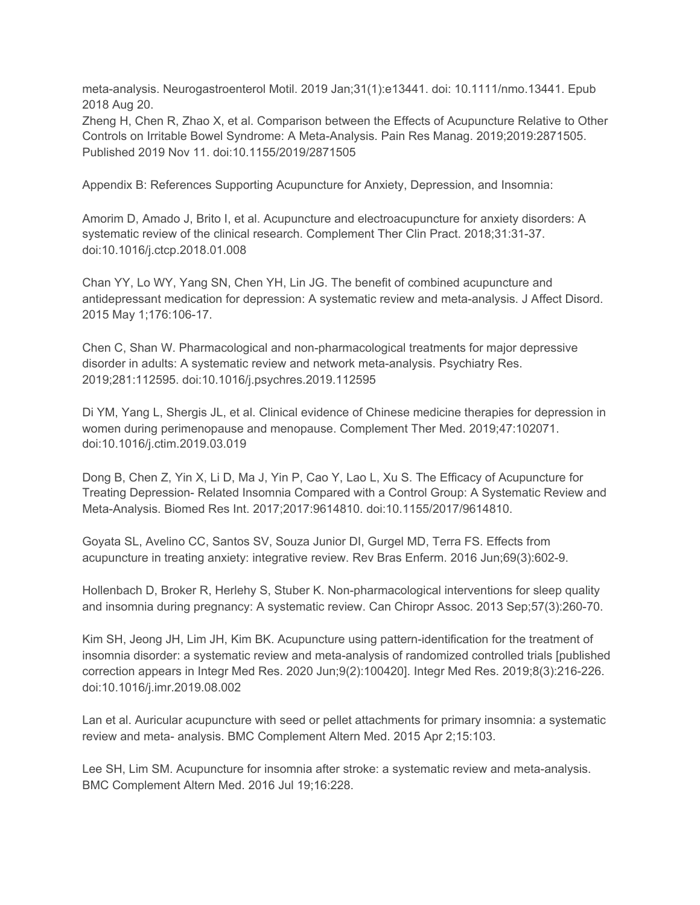meta-analysis. Neurogastroenterol Motil. 2019 Jan;31(1):e13441. doi: 10.1111/nmo.13441. Epub 2018 Aug 20.

Zheng H, Chen R, Zhao X, et al. Comparison between the Effects of Acupuncture Relative to Other Controls on Irritable Bowel Syndrome: A Meta-Analysis. Pain Res Manag. 2019;2019:2871505. Published 2019 Nov 11. doi:10.1155/2019/2871505

Appendix B: References Supporting Acupuncture for Anxiety, Depression, and Insomnia:

Amorim D, Amado J, Brito I, et al. Acupuncture and electroacupuncture for anxiety disorders: A systematic review of the clinical research. Complement Ther Clin Pract. 2018;31:31-37. doi:10.1016/j.ctcp.2018.01.008

Chan YY, Lo WY, Yang SN, Chen YH, Lin JG. The benefit of combined acupuncture and antidepressant medication for depression: A systematic review and meta-analysis. J Affect Disord. 2015 May 1;176:106-17.

Chen C, Shan W. Pharmacological and non-pharmacological treatments for major depressive disorder in adults: A systematic review and network meta-analysis. Psychiatry Res. 2019;281:112595. doi:10.1016/j.psychres.2019.112595

Di YM, Yang L, Shergis JL, et al. Clinical evidence of Chinese medicine therapies for depression in women during perimenopause and menopause. Complement Ther Med. 2019;47:102071. doi:10.1016/j.ctim.2019.03.019

Dong B, Chen Z, Yin X, Li D, Ma J, Yin P, Cao Y, Lao L, Xu S. The Efficacy of Acupuncture for Treating Depression- Related Insomnia Compared with a Control Group: A Systematic Review and Meta-Analysis. Biomed Res Int. 2017;2017:9614810. doi:10.1155/2017/9614810.

Goyata SL, Avelino CC, Santos SV, Souza Junior DI, Gurgel MD, Terra FS. Effects from acupuncture in treating anxiety: integrative review. Rev Bras Enferm. 2016 Jun;69(3):602-9.

Hollenbach D, Broker R, Herlehy S, Stuber K. Non-pharmacological interventions for sleep quality and insomnia during pregnancy: A systematic review. Can Chiropr Assoc. 2013 Sep;57(3):260-70.

Kim SH, Jeong JH, Lim JH, Kim BK. Acupuncture using pattern-identification for the treatment of insomnia disorder: a systematic review and meta-analysis of randomized controlled trials [published correction appears in Integr Med Res. 2020 Jun;9(2):100420]. Integr Med Res. 2019;8(3):216-226. doi:10.1016/j.imr.2019.08.002

Lan et al. Auricular acupuncture with seed or pellet attachments for primary insomnia: a systematic review and meta- analysis. BMC Complement Altern Med. 2015 Apr 2;15:103.

Lee SH, Lim SM. Acupuncture for insomnia after stroke: a systematic review and meta-analysis. BMC Complement Altern Med. 2016 Jul 19;16:228.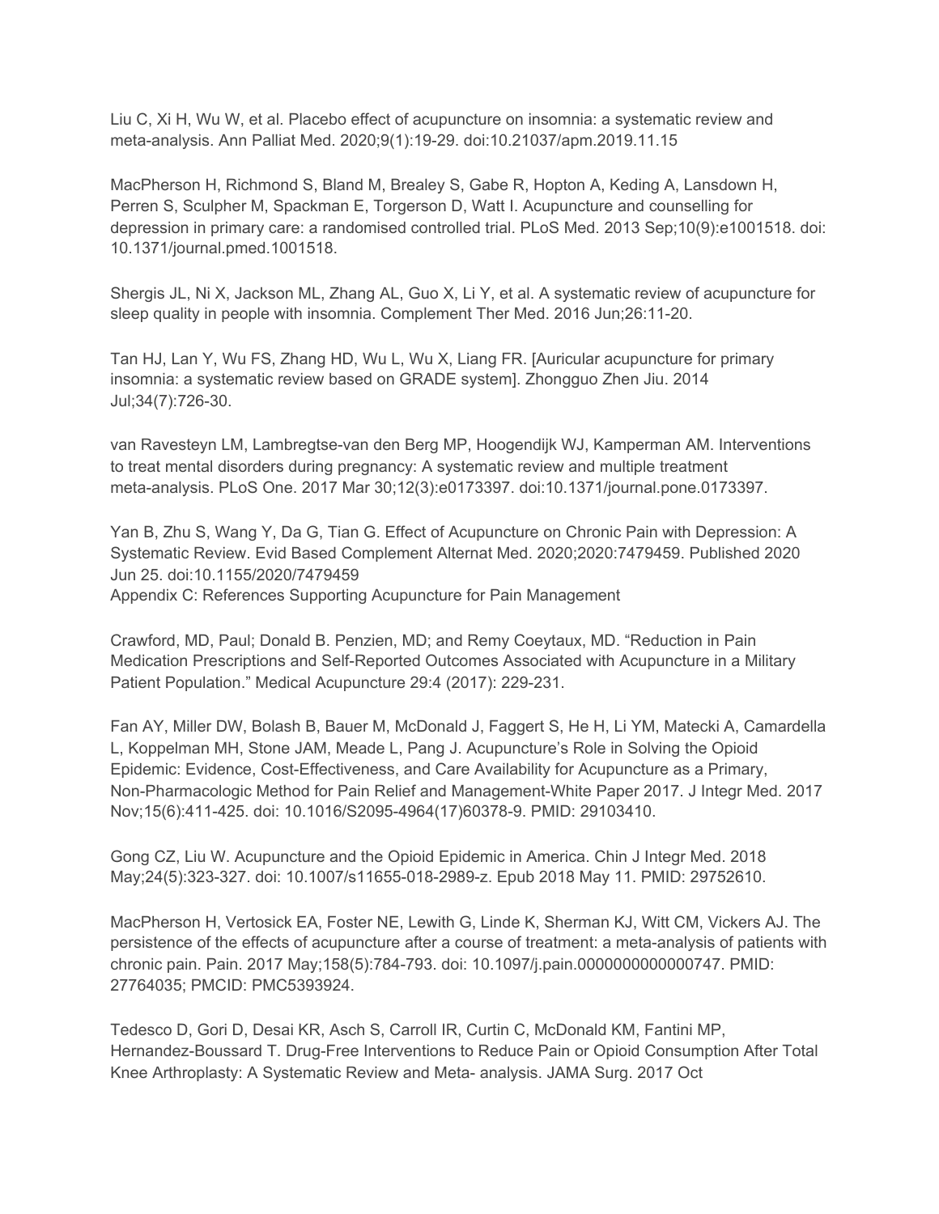Liu C, Xi H, Wu W, et al. Placebo effect of acupuncture on insomnia: a systematic review and meta-analysis. Ann Palliat Med. 2020;9(1):19-29. doi:10.21037/apm.2019.11.15

MacPherson H, Richmond S, Bland M, Brealey S, Gabe R, Hopton A, Keding A, Lansdown H, Perren S, Sculpher M, Spackman E, Torgerson D, Watt I. Acupuncture and counselling for depression in primary care: a randomised controlled trial. PLoS Med. 2013 Sep;10(9):e1001518. doi: 10.1371/journal.pmed.1001518.

Shergis JL, Ni X, Jackson ML, Zhang AL, Guo X, Li Y, et al. A systematic review of acupuncture for sleep quality in people with insomnia. Complement Ther Med. 2016 Jun;26:11-20.

Tan HJ, Lan Y, Wu FS, Zhang HD, Wu L, Wu X, Liang FR. [Auricular acupuncture for primary insomnia: a systematic review based on GRADE system]. Zhongguo Zhen Jiu. 2014 Jul;34(7):726-30.

van Ravesteyn LM, Lambregtse-van den Berg MP, Hoogendijk WJ, Kamperman AM. Interventions to treat mental disorders during pregnancy: A systematic review and multiple treatment meta-analysis. PLoS One. 2017 Mar 30;12(3):e0173397. doi:10.1371/journal.pone.0173397.

Yan B, Zhu S, Wang Y, Da G, Tian G. Effect of Acupuncture on Chronic Pain with Depression: A Systematic Review. Evid Based Complement Alternat Med. 2020;2020:7479459. Published 2020 Jun 25. doi:10.1155/2020/7479459

## Appendix C: References Supporting Acupuncture for Pain Management

Crawford, MD, Paul; Donald B. Penzien, MD; and Remy Coeytaux, MD. "Reduction in Pain Medication Prescriptions and Self-Reported Outcomes Associated with Acupuncture in a Military Patient Population." Medical Acupuncture 29:4 (2017): 229-231.

Fan AY, Miller DW, Bolash B, Bauer M, McDonald J, Faggert S, He H, Li YM, Matecki A, Camardella L, Koppelman MH, Stone JAM, Meade L, Pang J. Acupuncture's Role in Solving the Opioid Epidemic: Evidence, Cost-Effectiveness, and Care Availability for Acupuncture as a Primary, Non-Pharmacologic Method for Pain Relief and Management-White Paper 2017. J Integr Med. 2017 Nov;15(6):411-425. doi: 10.1016/S2095-4964(17)60378-9. PMID: 29103410.

Gong CZ, Liu W. Acupuncture and the Opioid Epidemic in America. Chin J Integr Med. 2018 May;24(5):323-327. doi: 10.1007/s11655-018-2989-z. Epub 2018 May 11. PMID: 29752610.

MacPherson H, Vertosick EA, Foster NE, Lewith G, Linde K, Sherman KJ, Witt CM, Vickers AJ. The persistence of the effects of acupuncture after a course of treatment: a meta-analysis of patients with chronic pain. Pain. 2017 May;158(5):784-793. doi: 10.1097/j.pain.0000000000000747. PMID: 27764035; PMCID: PMC5393924.

Tedesco D, Gori D, Desai KR, Asch S, Carroll IR, Curtin C, McDonald KM, Fantini MP, Hernandez-Boussard T. Drug-Free Interventions to Reduce Pain or Opioid Consumption After Total Knee Arthroplasty: A Systematic Review and Meta- analysis. JAMA Surg. 2017 Oct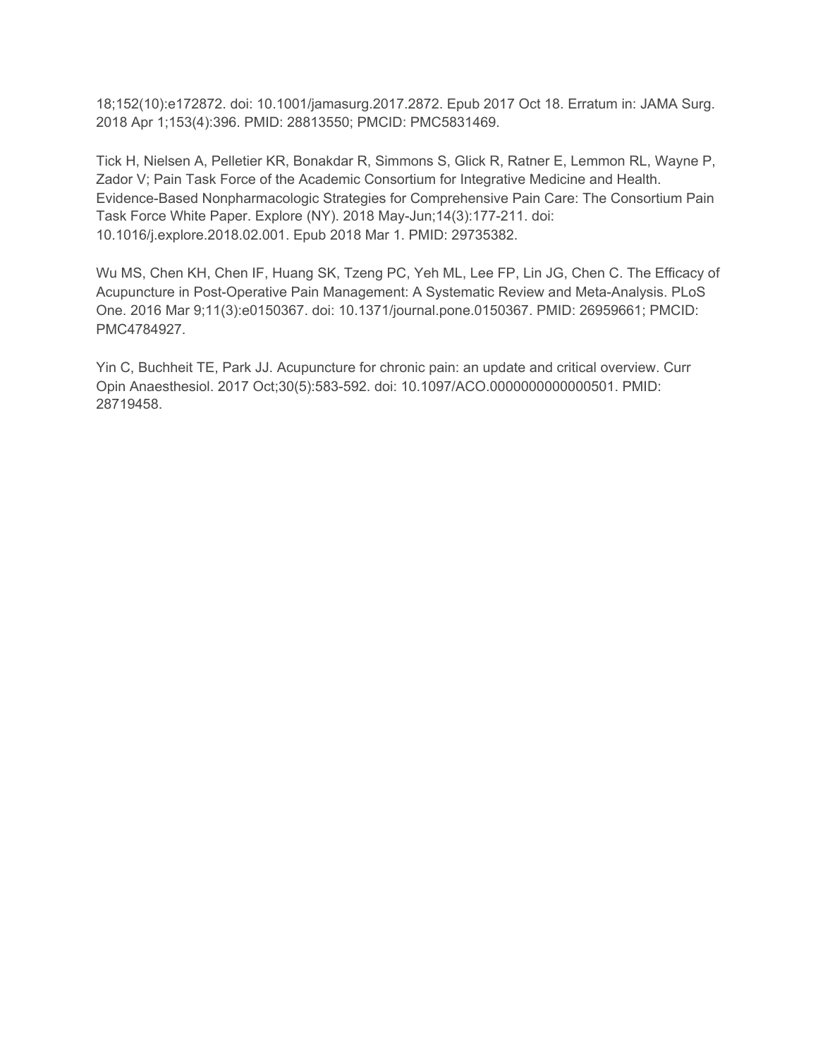18;152(10):e172872. doi: 10.1001/jamasurg.2017.2872. Epub 2017 Oct 18. Erratum in: JAMA Surg. 2018 Apr 1;153(4):396. PMID: 28813550; PMCID: PMC5831469.

Tick H, Nielsen A, Pelletier KR, Bonakdar R, Simmons S, Glick R, Ratner E, Lemmon RL, Wayne P, Zador V; Pain Task Force of the Academic Consortium for Integrative Medicine and Health. Evidence-Based Nonpharmacologic Strategies for Comprehensive Pain Care: The Consortium Pain Task Force White Paper. Explore (NY). 2018 May-Jun;14(3):177-211. doi: 10.1016/j.explore.2018.02.001. Epub 2018 Mar 1. PMID: 29735382.

Wu MS, Chen KH, Chen IF, Huang SK, Tzeng PC, Yeh ML, Lee FP, Lin JG, Chen C. The Efficacy of Acupuncture in Post-Operative Pain Management: A Systematic Review and Meta-Analysis. PLoS One. 2016 Mar 9;11(3):e0150367. doi: 10.1371/journal.pone.0150367. PMID: 26959661; PMCID: PMC4784927.

Yin C, Buchheit TE, Park JJ. Acupuncture for chronic pain: an update and critical overview. Curr Opin Anaesthesiol. 2017 Oct;30(5):583-592. doi: 10.1097/ACO.0000000000000501. PMID: 28719458.